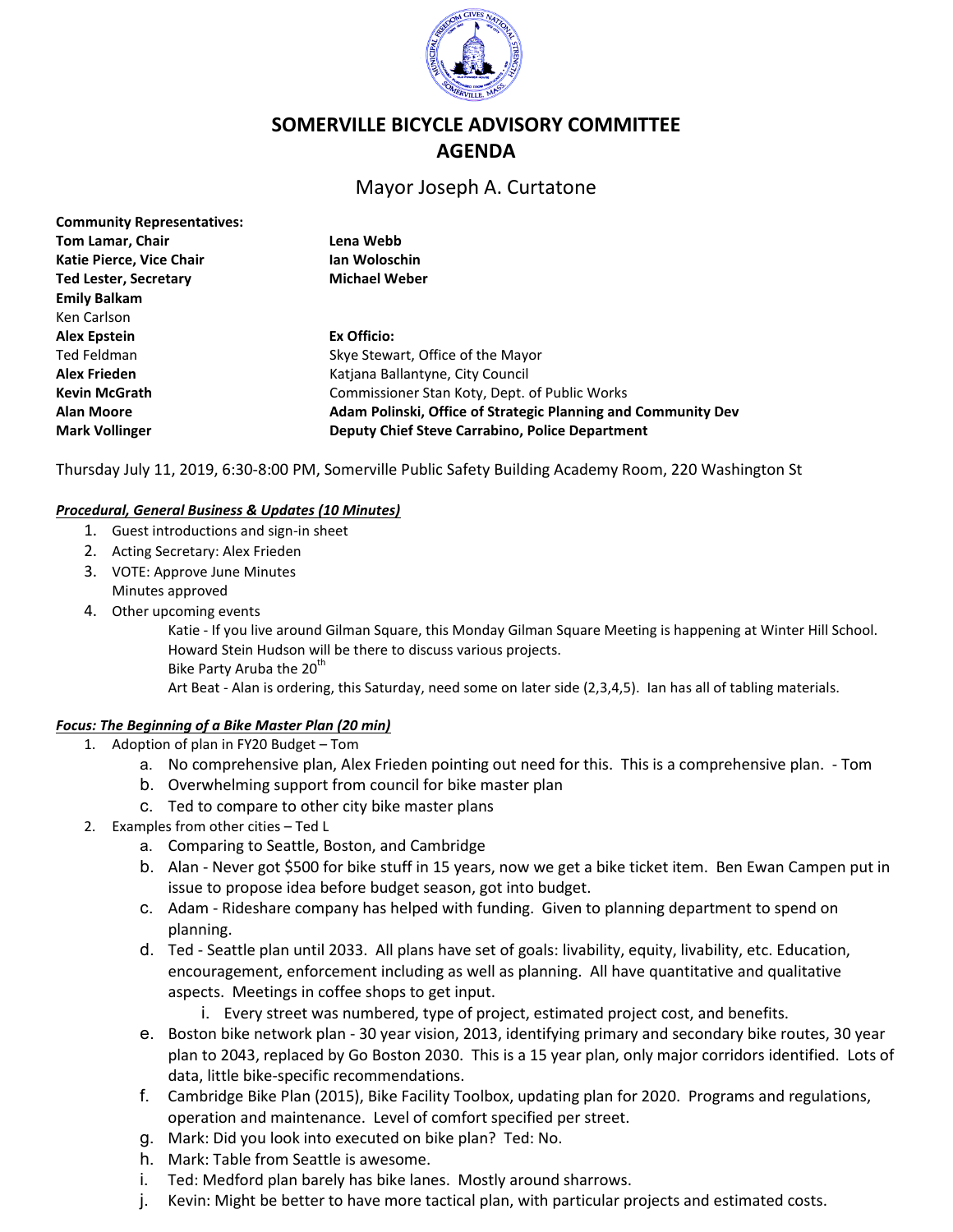# SOMERVILLE BICYCLE ADVISORY COMMITTEE
# AGENDA

## Mayor Joseph A. Curtatone

**Community Representatives:**

| | |
|---|---|
| **Tom Lamar, Chair** | **Lena Webb** |
| **Katie Pierce, Vice Chair** | **Ian Woloschin** |
| **Ted Lester, Secretary** | **Michael Weber** |
| **Emily Balkam** | |
| Ken Carlson | |
| **Alex Epstein** | **Ex Officio:** |
| Ted Feldman | Skye Stewart, Office of the Mayor |
| **Alex Frieden** | Katjana Ballantyne, City Council |
| **Kevin McGrath** | Commissioner Stan Koty, Dept. of Public Works |
| **Alan Moore** | **Adam Polinski, Office of Strategic Planning and Community Dev** |
| **Mark Vollinger** | **Deputy Chief Steve Carrabino, Police Department** |

Thursday July 11, 2019, 6:30-8:00 PM, Somerville Public Safety Building Academy Room, 220 Washington St

***Procedural, General Business & Updates (10 Minutes)***

1. Guest introductions and sign-in sheet
2. Acting Secretary: Alex Frieden
3. VOTE: Approve June Minutes
   Minutes approved
4. Other upcoming events
   - Katie - If you live around Gilman Square, this Monday Gilman Square Meeting is happening at Winter Hill School. Howard Stein Hudson will be there to discuss various projects.
   - Bike Party Aruba the 20th
   - Art Beat - Alan is ordering, this Saturday, need some on later side (2,3,4,5). Ian has all of tabling materials.

***Focus: The Beginning of a Bike Master Plan (20 min)***

1. Adoption of plan in FY20 Budget – Tom
   a. No comprehensive plan, Alex Frieden pointing out need for this. This is a comprehensive plan. - Tom
   b. Overwhelming support from council for bike master plan
   c. Ted to compare to other city bike master plans
2. Examples from other cities – Ted L
   a. Comparing to Seattle, Boston, and Cambridge
   b. Alan - Never got $500 for bike stuff in 15 years, now we get a bike ticket item. Ben Ewan Campen put in issue to propose idea before budget season, got into budget.
   c. Adam - Rideshare company has helped with funding. Given to planning department to spend on planning.
   d. Ted - Seattle plan until 2033. All plans have set of goals: livability, equity, livability, etc. Education, encouragement, enforcement including as well as planning. All have quantitative and qualitative aspects. Meetings in coffee shops to get input.
      i. Every street was numbered, type of project, estimated project cost, and benefits.
   e. Boston bike network plan - 30 year vision, 2013, identifying primary and secondary bike routes, 30 year plan to 2043, replaced by Go Boston 2030. This is a 15 year plan, only major corridors identified. Lots of data, little bike-specific recommendations.
   f. Cambridge Bike Plan (2015), Bike Facility Toolbox, updating plan for 2020. Programs and regulations, operation and maintenance. Level of comfort specified per street.
   g. Mark: Did you look into executed on bike plan? Ted: No.
   h. Mark: Table from Seattle is awesome.
   i. Ted: Medford plan barely has bike lanes. Mostly around sharrows.
   j. Kevin: Might be better to have more tactical plan, with particular projects and estimated costs.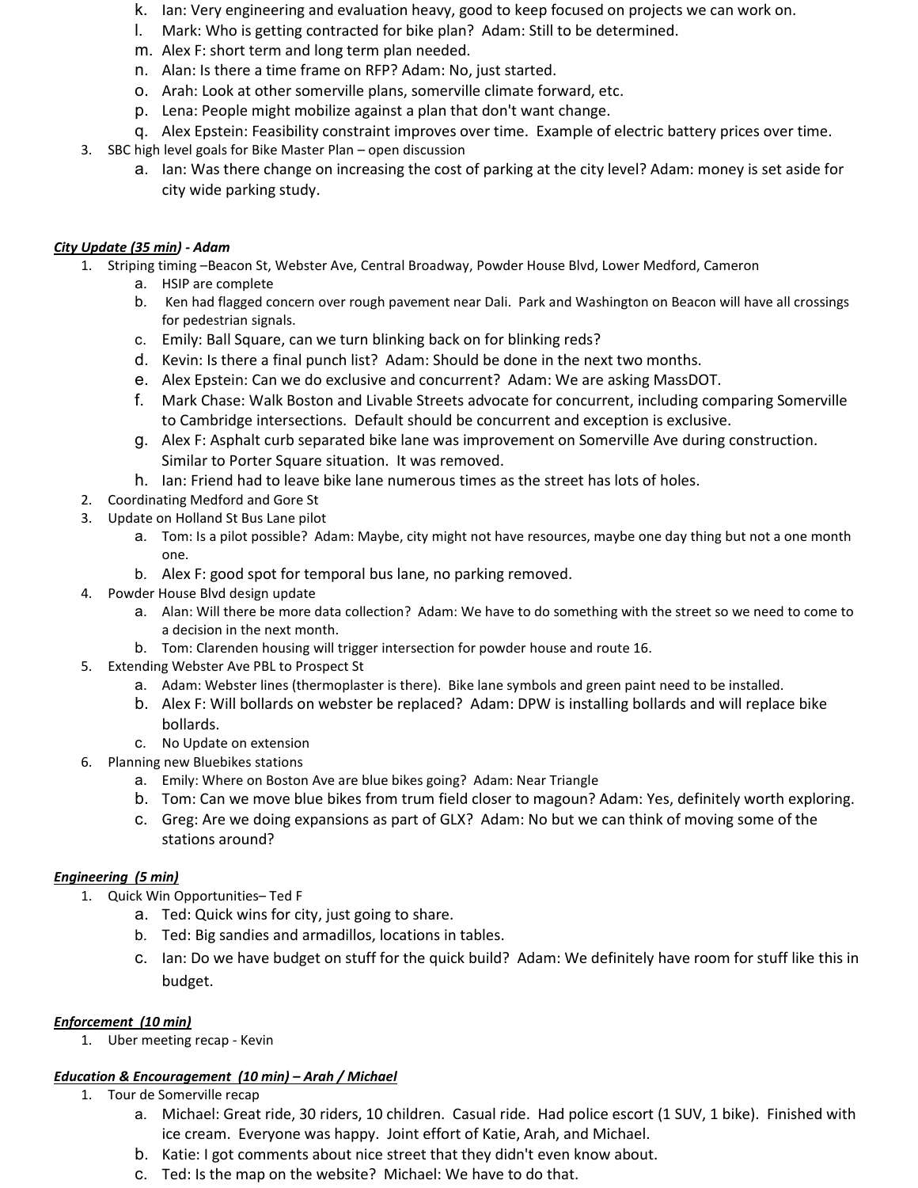k. Ian: Very engineering and evaluation heavy, good to keep focused on projects we can work on.
   l. Mark: Who is getting contracted for bike plan? Adam: Still to be determined.
   m. Alex F: short term and long term plan needed.
   n. Alan: Is there a time frame on RFP? Adam: No, just started.
   o. Arah: Look at other somerville plans, somerville climate forward, etc.
   p. Lena: People might mobilize against a plan that don't want change.
   q. Alex Epstein: Feasibility constraint improves over time. Example of electric battery prices over time.
3. SBC high level goals for Bike Master Plan – open discussion
   a. Ian: Was there change on increasing the cost of parking at the city level? Adam: money is set aside for city wide parking study.

***<u>City Update (35 min)</u> - Adam***

1. Striping timing –Beacon St, Webster Ave, Central Broadway, Powder House Blvd, Lower Medford, Cameron
   a. HSIP are complete
   b. Ken had flagged concern over rough pavement near Dali. Park and Washington on Beacon will have all crossings for pedestrian signals.
   c. Emily: Ball Square, can we turn blinking back on for blinking reds?
   d. Kevin: Is there a final punch list? Adam: Should be done in the next two months.
   e. Alex Epstein: Can we do exclusive and concurrent? Adam: We are asking MassDOT.
   f. Mark Chase: Walk Boston and Livable Streets advocate for concurrent, including comparing Somerville to Cambridge intersections. Default should be concurrent and exception is exclusive.
   g. Alex F: Asphalt curb separated bike lane was improvement on Somerville Ave during construction. Similar to Porter Square situation. It was removed.
   h. Ian: Friend had to leave bike lane numerous times as the street has lots of holes.
2. Coordinating Medford and Gore St
3. Update on Holland St Bus Lane pilot
   a. Tom: Is a pilot possible? Adam: Maybe, city might not have resources, maybe one day thing but not a one month one.
   b. Alex F: good spot for temporal bus lane, no parking removed.
4. Powder House Blvd design update
   a. Alan: Will there be more data collection? Adam: We have to do something with the street so we need to come to a decision in the next month.
   b. Tom: Clarenden housing will trigger intersection for powder house and route 16.
5. Extending Webster Ave PBL to Prospect St
   a. Adam: Webster lines (thermoplaster is there). Bike lane symbols and green paint need to be installed.
   b. Alex F: Will bollards on webster be replaced? Adam: DPW is installing bollards and will replace bike bollards.
   c. No Update on extension
6. Planning new Bluebikes stations
   a. Emily: Where on Boston Ave are blue bikes going? Adam: Near Triangle
   b. Tom: Can we move blue bikes from trum field closer to magoun? Adam: Yes, definitely worth exploring.
   c. Greg: Are we doing expansions as part of GLX? Adam: No but we can think of moving some of the stations around?

***<u>Engineering (5 min)</u>***

1. Quick Win Opportunities– Ted F
   a. Ted: Quick wins for city, just going to share.
   b. Ted: Big sandies and armadillos, locations in tables.
   c. Ian: Do we have budget on stuff for the quick build? Adam: We definitely have room for stuff like this in budget.

***<u>Enforcement (10 min)</u>***

1. Uber meeting recap - Kevin

***<u>Education & Encouragement (10 min)</u> – Arah / Michael***

1. Tour de Somerville recap
   a. Michael: Great ride, 30 riders, 10 children. Casual ride. Had police escort (1 SUV, 1 bike). Finished with ice cream. Everyone was happy. Joint effort of Katie, Arah, and Michael.
   b. Katie: I got comments about nice street that they didn't even know about.
   c. Ted: Is the map on the website? Michael: We have to do that.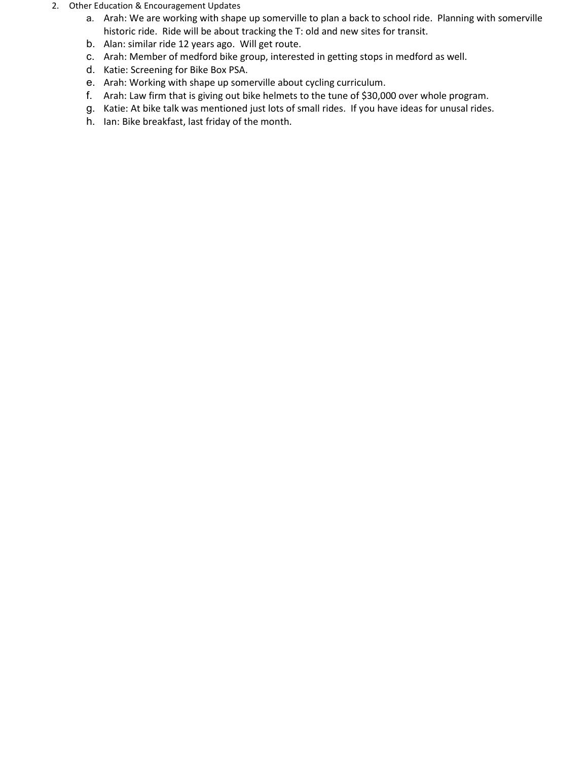2. Other Education & Encouragement Updates
    a. Arah: We are working with shape up somerville to plan a back to school ride. Planning with somerville historic ride. Ride will be about tracking the T: old and new sites for transit.
    b. Alan: similar ride 12 years ago. Will get route.
    c. Arah: Member of medford bike group, interested in getting stops in medford as well.
    d. Katie: Screening for Bike Box PSA.
    e. Arah: Working with shape up somerville about cycling curriculum.
    f. Arah: Law firm that is giving out bike helmets to the tune of $30,000 over whole program.
    g. Katie: At bike talk was mentioned just lots of small rides. If you have ideas for unusal rides.
    h. Ian: Bike breakfast, last friday of the month.